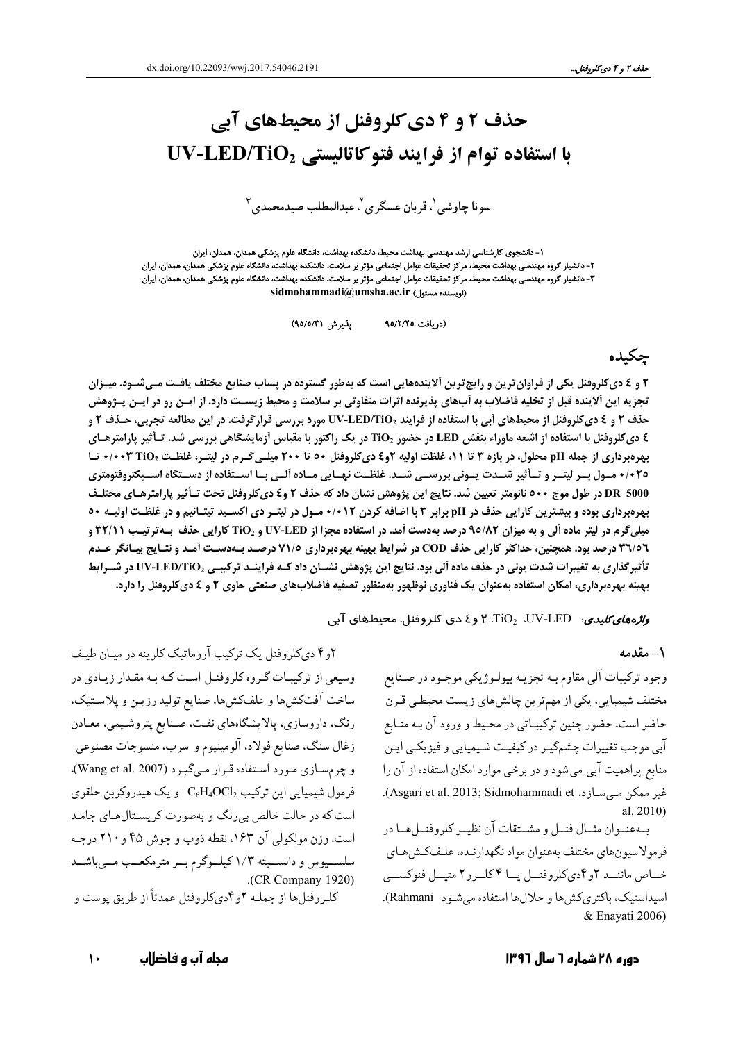dx.doi.org/10.22093/wwj.2017.54046.2191

# حذف ۲ و ۴ دی‌کلروفنل از محیط‌های آبی با استفاده توام از فرایند فتوکاتالیستی $UV\text{-}LED/TiO_2$

سونا چاوشی[1]، قربان عسگری[2]، عبدالمطلب صیدمحمدی[3]

۱- دانشجوی کارشناسی ارشد مهندسی بهداشت محیط، دانشکده بهداشت، دانشگاه علوم پزشکی همدان، همدان، ایران
۲- دانشیار گروه مهندسی بهداشت محیط، مرکز تحقیقات عوامل اجتماعی مؤثر بر سلامت، دانشکده بهداشت، دانشگاه علوم پزشکی همدان، همدان، ایران
۳- دانشیار گروه مهندسی بهداشت محیط، مرکز تحقیقات عوامل اجتماعی مؤثر بر سلامت، دانشکده بهداشت، دانشگاه علوم پزشکی همدان، همدان، ایران
sidmohammadi@umsha.ac.ir (نویسنده مسئول)

(دریافت ۹۵/۲/۲۵ پذیرش ۹۵/۵/۳۱)

## چکیده

۲ و ٤ دی‌کلروفنل یکی از فراوان‌ترین و رایج‌ترین آلاینده‌هایی است که به‌طور گسترده در پساب صنایع مختلف یافت می‌شود. میزان تجزیه این آلاینده قبل از تخلیه فاضلاب به آب‌های پذیرنده اثرات متفاوتی بر سلامت و محیط زیست دارد. از این رو در این پژوهش حذف ۲ و ٤ دی‌کلروفنل از محیط‌های آبی با استفاده از فرایند $UV\text{-}LED/TiO_2$ مورد بررسی قرارگرفت. در این مطالعه تجربی، حذف ۲ و ٤ دی‌کلروفنل با استفاده از اشعه ماوراء بنفش LED در حضور $TiO_2$ در یک راکتور با مقیاس آزمایشگاهی بررسی شد. تأثیر پارامترهای بهره‌برداری از جمله pH محلول، در بازه ۳ تا ۱۱، غلظت اولیه ۲و٤ دی‌کلروفنل ۵۰ تا ۲۰۰ میلی‌گرم در لیتر، غلظت $TiO_2$ ۰/۰۰۳ تا ۰/۰۲۵ مول بر لیتر و تأثیر شدت یونی بررسی شد. غلظت نهایی ماده آلی با استفاده از دستگاه اسپکتروفتومتری DR 5000 در طول موج ۵۰۰ نانومتر تعیین شد. نتایج این پژوهش نشان داد که حذف ۲ و٤ دی‌کلروفنل تحت تأثیر پارامترهای مختلف بهره‌برداری بوده و بیشترین کارایی حذف در pH برابر ۳ با اضافه کردن ۰/۰۱۲ مول در لیتر دی اکسید تیتانیم و در غلظت اولیه ۵۰ میلی‌گرم در لیتر ماده آلی و به میزان ۹۵/۸۲ درصد به‌دست آمد. در استفاده مجزا از UV-LED و $TiO_2$ کارایی حذف به‌ترتیب ۳۲/۱۱ و ۳٦/۵٦ درصد بود. همچنین، حداکثر کارایی حذف COD در شرایط بهینه بهره‌برداری ۷۱/۵ درصد به‌دست آمد و نتایج بیانگر عدم تأثیرگذاری به تغییرات شدت یونی در حذف ماده آلی بود. نتایج این پژوهش نشان داد که فرایند ترکیبی $UV\text{-}LED/TiO_2$ در شرایط بهینه بهره‌برداری، امکان استفاده به‌عنوان یک فناوری نوظهور به‌منظور تصفیه فاضلاب‌های صنعتی حاوی ۲ و ٤ دی‌کلروفنل را دارد.

***واژه‌های کلیدی:*** UV-LED، $TiO_2$، ۲ و٤ دی کلروفنل، محیط‌های آبی

## ۱- مقدمه

وجود ترکیبات آلی مقاوم به تجزیه بیولوژیکی موجود در صنایع مختلف شیمیایی، یکی از مهم‌ترین چالش‌های زیست محیطی قرن حاضر است. حضور چنین ترکیباتی در محیط و ورود آن به منابع آبی موجب تغییرات چشم‌گیر در کیفیت شیمیایی و فیزیکی این منابع پراهمیت آبی می‌شود و در برخی موارد امکان استفاده از آن را غیر ممکن می‌سازد. (Asgari et al. 2013; Sidmohammadi et al. 2010)

به‌عنوان مثال فنل و مشتقات آن نظیر کلروفنل‌ها در فرمولاسیون‌های مختلف به‌عنوان مواد نگهدارنده، علف‌کش‌های خاص مانند ۲و۴دی‌کلروفنل یا ۴ کلرو۲ متیل فنوکسی اسیداستیک، باکتری‌کش‌ها و حلال‌ها استفاده می‌شود (Rahmani & Enayati 2006).

۲و۴ دی‌کلروفنل یک ترکیب آروماتیک کلرینه در میان طیف وسیعی از ترکیبات گروه کلروفنل است که به مقدار زیادی در ساخت آفت‌کش‌ها و علف‌کش‌ها، صنایع تولید رزین و پلاستیک، رنگ، داروسازی، پالایشگاه‌های نفت، صنایع پتروشیمی، معادن زغال سنگ، صنایع فولاد، آلومینیوم و سرب، منسوجات مصنوعی و چرم‌سازی مورد استفاده قرار می‌گیرد (Wang et al. 2007). فرمول شیمیایی این ترکیب $C_6H_4OCl_2$ و یک هیدروکربن حلقوی است که در حالت خالص بی‌رنگ و به‌صورت کریستال‌های جامد است. وزن مولکولی آن ۱۶۳، نقطه ذوب و جوش ۴۵ و ۲۱۰ درجه سلسیوس و دانسیته ۱/۳ کیلوگرم بر مترمکعب می‌باشد (CR Company 1920).

کلروفنل‌ها از جمله ۲و۴دی‌کلروفنل عمدتاً از طریق پوست و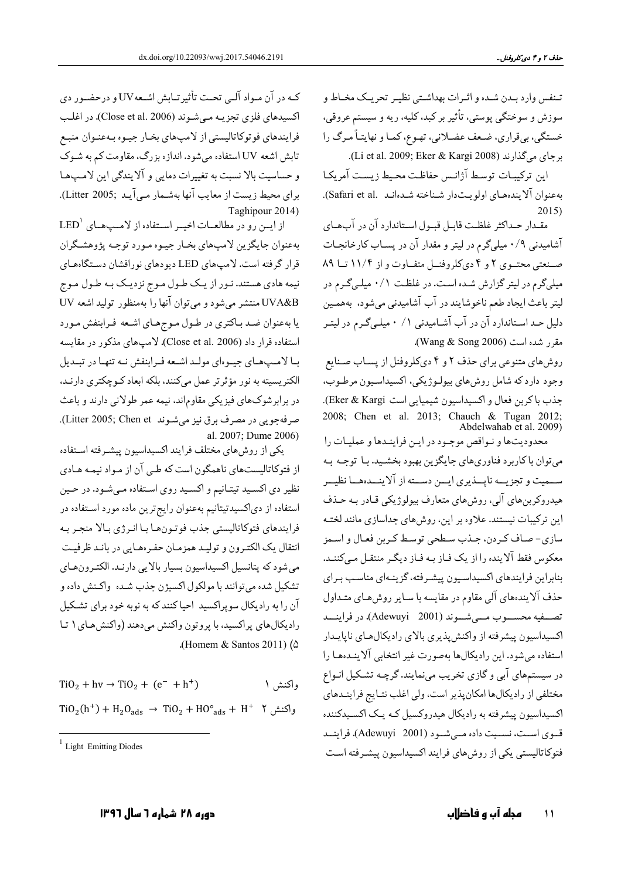تنفس وارد بدن شده و اثرات بهداشتی نظیر تحریک مخاط و سوزش و سوختگی پوستی، تأثیر بر کبد، کلیه، ریه و سیستم عروقی، خستگی، بی‌قراری، ضعف عضلانی، تهوع، کما و نهایتاً مرگ را برجای می‌گذارند (Li et al. 2009; Eker & Kargi 2008).

این ترکیبات توسط آژانس حفاظت محیط زیست آمریکا به‌عنوان آلاینده‌های اولویت‌دار شناخته شده‌اند (Safari et al. 2015).

مقدار حداکثر غلظت قابل قبول استاندارد آن در آب‌های آشامیدنی ۰/۹ میلی‌گرم در لیتر و مقدار آن در پساب کارخانجات صنعتی محتوی ۲ و ۴ دی‌کلروفنل متفاوت و از ۱۱/۴ تا ۸۹ میلی‌گرم در لیتر گزارش شده است. در غلظت ۰/۱ میلی‌گرم در لیتر باعث ایجاد طعم ناخوشایند در آب آشامیدنی می‌شود، به‌همین دلیل حد استاندارد آن در آب آشامیدنی ۰/۱ میلی‌گرم در لیتر مقرر شده است (Wang & Song 2006).

روش‌های متنوعی برای حذف ۲ و ۴ دی‌کلروفنل از پساب صنایع وجود دارد که شامل روش‌های بیولوژیکی، اکسیداسیون مرطوب، جذب با کربن فعال و اکسیداسیون شیمیایی است (Eker & Kargi 2008; Chen et al. 2013; Chauch & Tugan 2012; Abdelwahab et al. 2009).

محدودیت‌ها و نواقص موجود در این فرایندها و عملیات را می‌توان با کاربرد فناوری‌های جایگزین بهبود بخشید. با توجه به سمیت و تجزیه ناپذیری این دسته از آلاینده‌ها نظیر هیدروکربن‌های آلی، روش‌های متعارف بیولوژیکی قادر به حذف این ترکیبات نیستند. علاوه بر این، روش‌های جداسازی مانند لخته سازی- صاف کردن، جذب سطحی توسط کربن فعال و اسمز معکوس فقط آلاینده را از یک فاز به فاز دیگر منتقل می‌کنند. بنابراین فرایندهای اکسیداسیون پیشرفته، گزینه‌ای مناسب برای حذف آلاینده‌های آلی مقاوم در مقایسه با سایر روش‌های متداول تصفیه محسوب می‌شوند (Adewuyi 2001). در فرایند اکسیداسیون پیشرفته از واکنش‌پذیری بالای رادیکال‌های ناپایدار استفاده می‌شود. این رادیکال‌ها به‌صورت غیر انتخابی آلاینده‌ها را در سیستم‌های آبی و گازی تخریب می‌نمایند. گرچه تشکیل انواع مختلفی از رادیکال‌ها امکان‌پذیر است، ولی اغلب نتایج فرایندهای اکسیداسیون پیشرفته به رادیکال هیدروکسیل که یک اکسیدکننده قوی است، نسبت داده می‌شود (Adewuyi 2001). فرایند فتوکاتالیستی یکی از روش‌های فرایند اکسیداسیون پیشرفته است که در آن مواد آلی تحت تأثیر تابش اشعه UV و درحضور دی اکسیدهای فلزی تجزیه می‌شوند (Close et al. 2006). در اغلب فرایندهای فوتوکاتالیستی از لامپ‌های بخار جیوه به‌عنوان منبع تابش اشعه UV استفاده می‌شود. اندازه بزرگ، مقاومت کم به شوک و حساسیت بالا نسبت به تغییرات دمایی و آلایندگی این لامپ‌ها برای محیط زیست از معایب آنها به‌شمار می‌آید (Litter 2005; Taghipour 2014).

از این رو در مطالعات اخیر استفاده از لامپ‌های LED[1] به‌عنوان جایگزین لامپ‌های بخار جیوه مورد توجه پژوهشگران قرار گرفته است. لامپ‌های LED دیودهای نورافشان دستگاه‌های نیمه هادی هستند. نور از یک طول موج نزدیک به طول موج UVA&B منتشر می‌شود و می‌توان آنها را به‌منظور تولید اشعه UV یا به‌عنوان ضد باکتری در طول موج‌های اشعه فرابنفش مورد استفاده قرار داد (Close et al. 2006). لامپ‌های مذکور در مقایسه با لامپ‌های جیوه‌ای مولد اشعه فرابنفش نه تنها در تبدیل الکتریسیته به نور مؤثرتر عمل می‌کنند، بلکه ابعاد کوچکتری دارند، در برابرشوک‌های فیزیکی مقاوم‌اند، نیمه عمر طولانی دارند و باعث صرفه‌جویی در مصرف برق نیز می‌شوند (Litter 2005; Chen et al. 2007; Dume 2006).

یکی از روش‌های مختلف فرایند اکسیداسیون پیشرفته استفاده از فتوکاتالیست‌های ناهمگون است که طی آن از مواد نیمه هادی نظیر دی اکسید تیتانیم و اکسید روی استفاده می‌شود. در حین استفاده از دی‌اکسیدتیتانیم به‌عنوان رایج‌ترین ماده مورد استفاده در فرایندهای فتوکاتالیستی جذب فوتون‌ها با انرژی بالا منجر به انتقال یک الکترون و تولید همزمان حفره‌هایی در باند ظرفیت می‌شود که پتانسیل اکسیداسیون بسیار بالایی دارند. الکترون‌های تشکیل شده می‌توانند با مولکول اکسیژن جذب شده واکنش داده و آن را به رادیکال سوپراکسید احیا کنند که به نوبه خود برای تشکیل رادیکال‌های پراکسید، با پروتون واکنش می‌دهند (واکنش‌های ۱ تا ۵) (Homem & Santos 2011).

$$TiO_2 + h\nu \rightarrow TiO_2 + (e^- + h^+) \quad \text{واکنش ۱}$$

$$TiO_2(h^+) + H_2O_{ads} \rightarrow TiO_2 + HO^\circ_{ads} + H^+ \quad \text{واکنش ۲}$$

---

[1] Light Emitting Diodes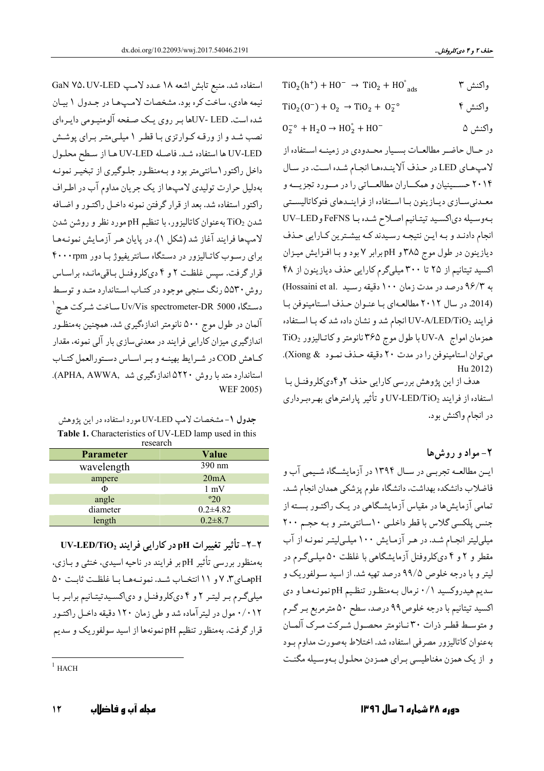$TiO_2(h^+) + HO^- \rightarrow TiO_2 + HO^{\circ}_{ads}$ واکنش ۳

$TiO_2(O^-) + O_2 \rightarrow TiO_2 + O_2^{-\circ}$ واکنش ۴

$O_2^{-\circ} + H_2O \rightarrow HO_2^{\circ} + HO^-$ واکنش ۵

در حال حاضر مطالعات بسیار محدودی در زمینه استفاده از لامپهای LED در حذف آلاینده‌ها انجام شده است. در سال ۲۰۱۴ حسینیان و همکاران مطالعاتی را در مورد تجزیه و معدنی‌سازی دیازینون با استفاده از فرایندهای فتوکاتالیستی به‌وسیله دی‌اکسید تیتانیم اصلاح شده با FeFNS و UV–LED انجام دادند و به این نتیجه رسیدند که بیشترین کارایی حذف دیازینون در طول موج ۳۸۵ و pH برابر ۷ بود و با افزایش میزان اکسید تیتانیم از ۲۵ تا ۳۰۰ میلی‌گرم کارایی حذف دیازینون از ۴۸ به ۹۶/۳ درصد در مدت زمان ۱۰۰ دقیقه رسید (Hossaini et al. 2014). در سال ۲۰۱۲ مطالعه‌ای با عنوان حذف استامینوفن با فرایند $UV\text{-}A/LED/TiO_2$ انجام شد و نشان داده شد که با استفاده همزمان امواج UV-A با طول موج ۳۶۵ نانومتر و کاتالیزور $TiO_2$ می‌توان استامینوفن را در مدت ۲۰ دقیقه حذف نمود (Xiong & Hu 2012).

هدف از این پژوهش بررسی کارایی حذف ۲و۴دی‌کلروفنل با استفاده از فرایند $UV\text{-}LED/TiO_2$ و تأثیر پارامترهای بهره‌برداری در انجام واکنش بود.

## ۲- مواد و روش‌ها

این مطالعه تجربی در سال ۱۳۹۴ در آزمایشگاه شیمی آب و فاضلاب دانشکده بهداشت، دانشگاه علوم پزشکی همدان انجام شد. تمامی آزمایش‌ها در مقیاس آزمایشگاهی در یک راکتور بسته از جنس پلکسی گلاس با قطر داخلی ۱۰سانتی‌متر و به حجم ۲۰۰ میلی‌لیتر انجام شد. در هر آزمایش ۱۰۰ میلی‌لیتر نمونه از آب مقطر و ۲ و ۴ دی‌کلروفنل آزمایشگاهی با غلظت ۵۰ میلی‌گرم در لیتر و با درجه خلوص ۹۹/۵ درصد تهیه شد. از اسید سولفوریک و سدیم هیدروکسید ۰/۱ نرمال به‌منظور تنظیم pH نمونه‌ها و دی اکسید تیتانیم با درجه خلوص۹۹ درصد، سطح ۵۰ مترمربع بر گرم و متوسط قطر ذرات ۳۰ نانومتر محصول شرکت مرک آلمان به‌عنوان کاتالیزور مصرفی استفاده شد. اختلاط به‌صورت مداوم بود و از یک همزن مغناطیسی برای همزدن محلول به‌وسیله مگنت استفاده شد. منبع تابش اشعه ۱۸ عدد لامپ GaN ۷۵، UV-LED نیمه هادی، ساخت کره بود. مشخصات لامپ‌ها در جدول ۱ بیان شده است. UV- LEDها بر روی یک صفحه آلومینیومی دایره‌ای نصب شد و از ورقه کوارتزی با قطر ۱ میلی‌متر برای پوشش UV-LED ها استفاده شد. فاصله UV-LED ها از سطح محلول داخل راکتور ۱سانتی‌متر بود و به‌منظور جلوگیری از تبخیر نمونه به‌دلیل حرارت تولیدی لامپها از یک جریان مداوم آب در اطراف راکتور استفاده شد. بعد از قرار گرفتن نمونه داخل راکتور و اضافه شدن $TiO_2$ به‌عنوان کاتالیزور، با تنظیم pH مورد نظر و روشن شدن لامپها فرایند آغاز شد (شکل ۱). در پایان هر آزمایش نمونه‌ها برای رسوب کاتالیزور در دستگاه سانتریفیوژ با دور ۴۰۰۰rpm قرار گرفت. سپس غلظت ۲ و ۴ دی‌کلروفنل باقی‌مانده براساس روش ۵۵۳۰ رنگ سنجی موجود در کتاب استاندارد متد و توسط دستگاه Uv/Vis spectrometer-DR 5000 ساخت شرکت هچ[1] آلمان در طول موج ۵۰۰ نانومتر اندازه‌گیری شد. همچنین به‌منظور اندازه‌گیری میزان کارایی فرایند در معدنی‌سازی بار آلی نمونه، مقدار کاهش COD در شرایط بهینه و بر اساس دستورالعمل کتاب استاندارد متد با روش ۵۲۲۰ اندازه‌گیری شد (APHA, AWWA, WEF 2005).

**جدول ۱**- مشخصات لامپ UV-LED مورد استفاده در این پژوهش

**Table 1.** Characteristics of UV-LED lamp used in this research

| Parameter | Value |
|---|---|
| wavelength | 390 nm |
| ampere | 20mA |
| Φ | 1 mV |
| angle | °20 |
| diameter | 0.2±4.82 |
| length | 0.2±8.7 |

### ۲-۲- تأثیر تغییرات pH در کارایی فرایند $UV\text{-}LED/TiO_2$

به‌منظور بررسی تأثیر pH بر فرایند در ناحیه اسیدی، خنثی و بازی، pHهای ۳، ۷ و ۱۱ انتخاب شد. نمونه‌ها با غلظت ثابت ۵۰ میلی‌گرم بر لیتر ۲ و ۴ دی‌کلروفنل و دی‌اکسیدتیتانیم برابر با ۰/۰۱۲ مول در لیترآماده شد و طی زمان ۱۲۰ دقیقه داخل راکتور قرار گرفت. به‌منظور تنظیم pH نمونه‌ها از اسید سولفوریک و سدیم

[1] HACH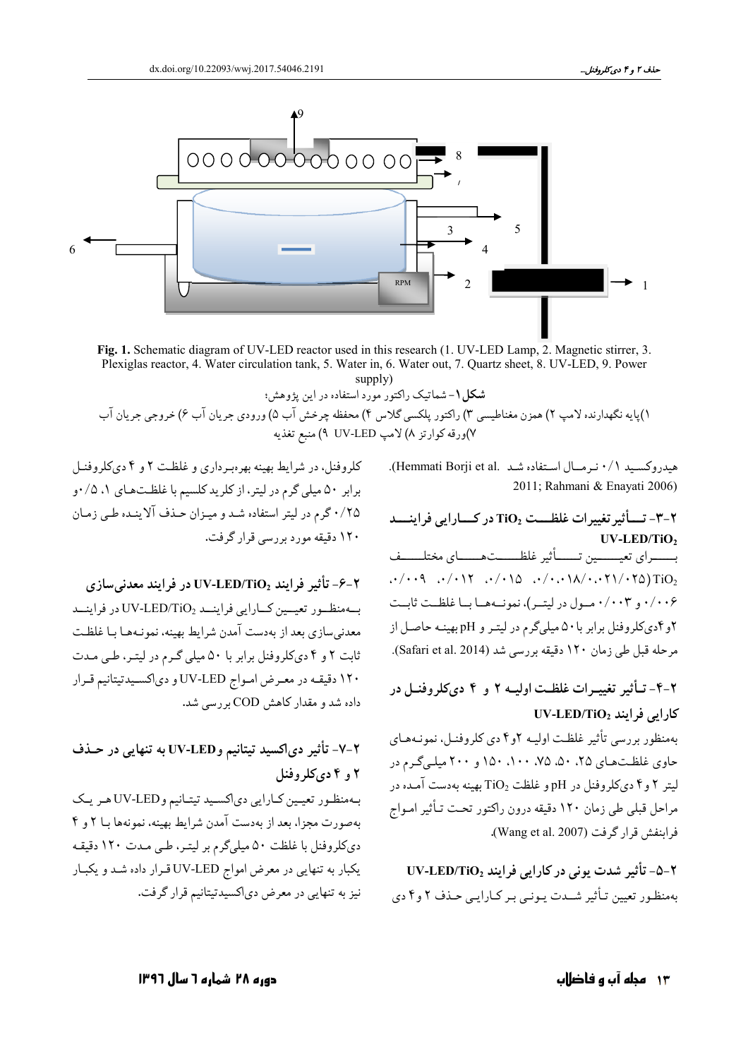9

8

7

3

5

6

4

RPM

2

1

**Fig. 1.** Schematic diagram of UV-LED reactor used in this research (1. UV-LED Lamp, 2. Magnetic stirrer, 3. Plexiglas reactor, 4. Water circulation tank, 5. Water in, 6. Water out, 7. Quartz sheet, 8. UV-LED, 9. Power supply)

**شکل ۱**- شماتیک راکتور مورد استفاده در این پژوهش؛
۱)پایه نگهدارنده لامپ ۲) همزن مغناطیسی ۳) راکتور پلکسی گلاس ۴) محفظه چرخش آب ۵) ورودی جریان آب ۶) خروجی جریان آب ۷)ورقه کوارتز ۸) لامپ UV-LED ۹) منبع تغذیه

هیدروکسید ۰/۱ نرمال استفاده شد (Hemmati Borji et al. 2011; Rahmani & Enayati 2006).

## ۲-۳- تأثیر تغییرات غلظت $TiO_2$ در کارایی فرایند UV-LED/$TiO_2$

برای تعیین تأثیر غلظت‌های مختلف $TiO_2$ (۰/۰۰۹، ۰/۰۱۲، ۰/۰۱۵، ۰/۰۱۸/۰/۰۲۱/۰/۰۲۵) و ۰/۰۰۶ و ۰/۰۰۳ مول در لیتر)، نمونه‌ها با غلظت ثابت ۲و۴دی‌کلروفنل برابر با ۵۰ میلی‌گرم در لیتر و pH بهینه حاصل از مرحله قبل طی زمان ۱۲۰ دقیقه بررسی شد (Safari et al. 2014).

## ۲-۴- تأثیر تغییرات غلظت اولیه ۲ و ۴ دی‌کلروفنل در کارایی فرایند UV-LED/$TiO_2$

به‌منظور بررسی تأثیر غلظت اولیه ۲و۴ دی کلروفنل، نمونه‌های حاوی غلظت‌های ۲۵، ۵۰، ۷۵، ۱۰۰، ۱۵۰ و ۲۰۰ میلی‌گرم در لیتر ۲ و۴ دی‌کلروفنل در pH و غلظت $TiO_2$ بهینه به‌دست آمده در مراحل قبلی طی زمان ۱۲۰ دقیقه درون راکتور تحت تأثیر امواج فرابنفش قرار گرفت (Wang et al. 2007).

## ۲-۵- تأثیر شدت یونی در کارایی فرایند UV-LED/$TiO_2$

به‌منظور تعیین تأثیر شدت یونی بر کارایی حذف ۲ و۴ دی کلروفنل، در شرایط بهینه بهره‌برداری و غلظت ۲ و ۴ دی‌کلروفنل برابر ۵۰ میلی گرم در لیتر، از کلرید کلسیم با غلظت‌های ۱، ۰/۵ و ۰/۲۵ گرم در لیتر استفاده شد و میزان حذف آلاینده طی زمان ۱۲۰ دقیقه مورد بررسی قرار گرفت.

## ۲-۶- تأثیر فرایند UV-LED/$TiO_2$ در فرایند معدنی‌سازی

به‌منظور تعیین کارایی فرایند UV-LED/$TiO_2$ در فرایند معدنی‌سازی بعد از استفاده از به‌دست آمدن شرایط بهینه، نمونه‌ها با غلظت ثابت ۲ و ۴ دی‌کلروفنل برابر با ۵۰ میلی گرم در لیتر، طی مدت ۱۲۰ دقیقه در معرض امواج UV-LED و دی‌اکسیدتیتانیم قرار داده شد و مقدار کاهش COD بررسی شد.

## ۲-۷- تأثیر دی‌اکسید تیتانیم و UV-LED به تنهایی در حذف ۲ و ۴ دی‌کلروفنل

به‌منظور تعیین کارایی دی‌اکسید تیتانیم و UV-LED هر یک به‌صورت مجزا، بعد از به‌دست آمدن شرایط بهینه، نمونه‌ها با ۲ و ۴ دی‌کلروفنل با غلظت ۵۰ میلی‌گرم بر لیتر، طی مدت ۱۲۰ دقیقه یکبار به تنهایی در معرض امواج UV-LED قرار داده شد و یکبار نیز به تنهایی در معرض دی‌اکسیدتیتانیم قرار گرفت.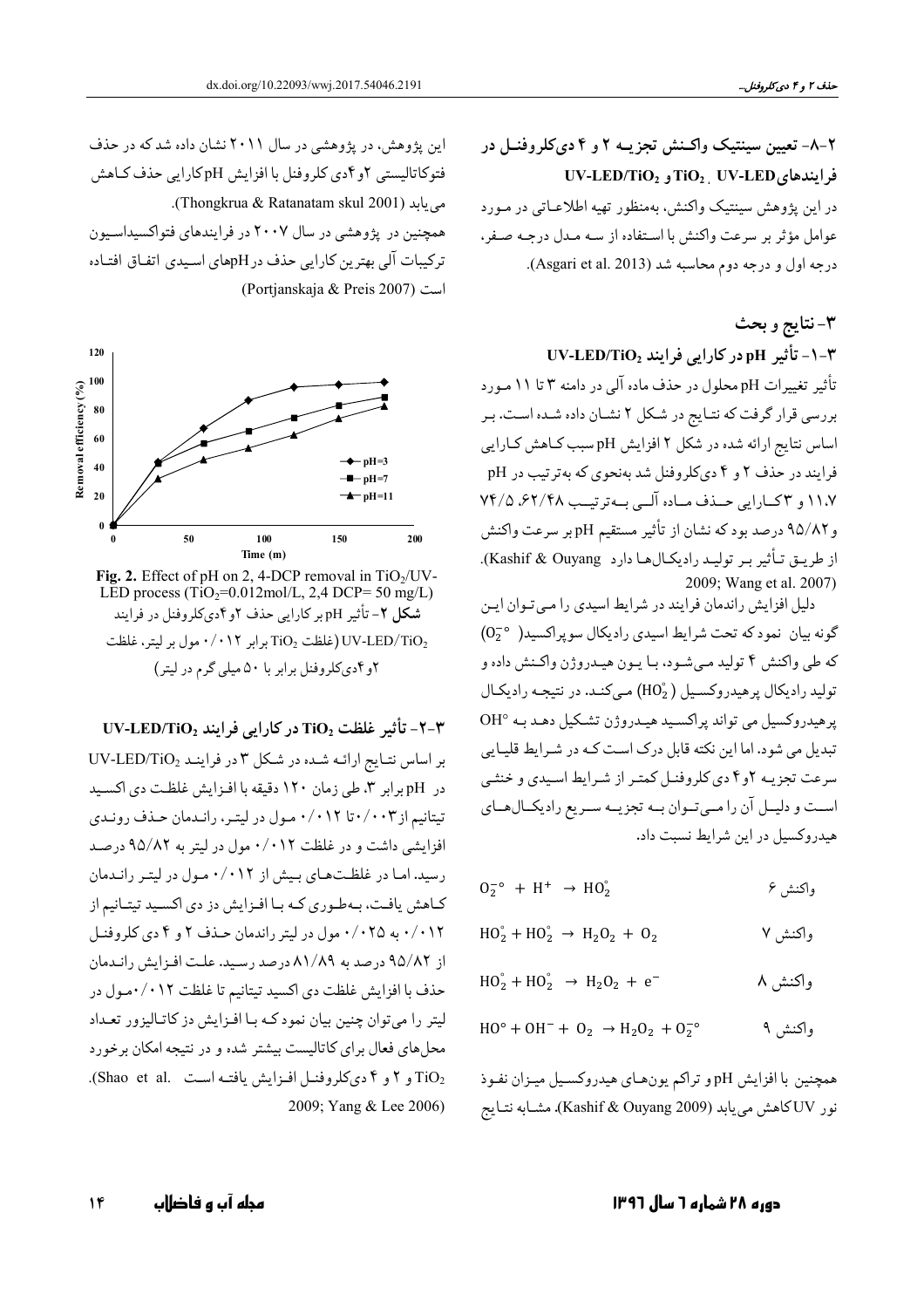## ۲-۸- تعیین سینتیک واکنش تجزیه ۲ و ۴ دی‌کلروفنل در فرایندهای UV-LED، $TiO_2$ و $UV\text{-}LED/TiO_2$

در این پژوهش سینتیک واکنش، به‌منظور تهیه اطلاعاتی در مورد عوامل مؤثر بر سرعت واکنش با استفاده از سه مدل درجه صفر، درجه اول و درجه دوم محاسبه شد (Asgari et al. 2013).

# ۳- نتایج و بحث

## ۳-۱- تأثیر pH در کارایی فرایند $UV\text{-}LED/TiO_2$

تأثیر تغییرات pH محلول در حذف ماده آلی در دامنه ۳ تا ۱۱ مورد بررسی قرار گرفت که نتایج در شکل ۲ نشان داده شده است. بر اساس نتایج ارائه شده در شکل ۲ افزایش pH سبب کاهش کارایی فرایند در حذف ۲ و ۴ دی‌کلروفنل شد به‌نحوی که به‌ترتیب در pH ۱۱،۷ و ۳ کارایی حذف ماده آلی به‌ترتیب ۶۲/۴۸، ۷۴/۵ و ۹۵/۸۲ درصد بود که نشان از تأثیر مستقیم pH بر سرعت واکنش از طریق تأثیر بر تولید رادیکال‌ها دارد (Kashif & Ouyang 2009; Wang et al. 2007).

دلیل افزایش راندمان فرایند در شرایط اسیدی را می‌توان این گونه بیان نمود که تحت شرایط اسیدی رادیکال سوپراکسید ($O_2^{-\circ}$) که طی واکنش ۴ تولید می‌شود، با یون هیدروژن واکنش داده و تولید رادیکال پرهیدروکسیل ($HO_2^{\circ}$) می‌کند. در نتیجه رادیکال پرهیدروکسیل می تواند پراکسید هیدروژن تشکیل دهد به $OH^{\circ}$ تبدیل می شود. اما این نکته قابل درک است که در شرایط قلیایی سرعت تجزیه ۲و۴ دی‌کلروفنل کمتر از شرایط اسیدی و خنثی است و دلیل آن را می‌توان به تجزیه سریع رادیکال‌های هیدروکسیل در این شرایط نسبت داد.

$$O_2^{-\circ} + H^+ \rightarrow HO_2^{\circ} \qquad \text{واکنش ۶}$$

$$HO_2^{\circ} + HO_2^{\circ} \rightarrow H_2O_2 + O_2 \qquad \text{واکنش ۷}$$

$$HO_2^{\circ} + HO_2^{\circ} \rightarrow H_2O_2 + e^- \qquad \text{واکنش ۸}$$

$$HO^{\circ} + OH^- + O_2 \rightarrow H_2O_2 + O_2^{-\circ} \qquad \text{واکنش ۹}$$

همچنین با افزایش pH و تراکم یون‌های هیدروکسیل میزان نفوذ نور UV کاهش می‌یابد (Kashif & Ouyang 2009). مشابه نتایج این پژوهش، در پژوهشی در سال ۲۰۱۱ نشان داده شد که در حذف فتوکاتالیستی ۲و۴دی کلروفنل با افزایش pH کارایی حذف کاهش می‌یابد (Thongkrua & Ratanatam skul 2001).

همچنین در پژوهشی در سال ۲۰۰۷ در فرایندهای فتواکسیداسیون ترکیبات آلی بهترین کارایی حذف در pHهای اسیدی اتفاق افتاده است (Portjanskaja & Preis 2007)

Removal efficiency (%)
120
100
80
60
40
20
0
0 50 100 150 200
Time (m)
pH=3
pH=7
pH=11

**Fig. 2.** Effect of pH on 2, 4-DCP removal in $TiO_2$/UV-LED process ($TiO_2$=0.012mol/L, 2,4 DCP= 50 mg/L)

**شکل ۲**- تأثیر pH بر کارایی حذف ۲و۴دی‌کلروفنل در فرایند $UV\text{-}LED/TiO_2$ (غلظت $TiO_2$ برابر ۰/۰۱۲ مول بر لیتر، غلظت ۲و۴دی‌کلروفنل برابر با ۵۰ میلی گرم در لیتر)

## ۳-۲- تأثیر غلظت $TiO_2$ در کارایی فرایند $UV\text{-}LED/TiO_2$

بر اساس نتایج ارائه شده در شکل ۳ در فرایند $UV\text{-}LED/TiO_2$ در pH برابر ۳، طی زمان ۱۲۰ دقیقه با افزایش غلظت دی اکسید تیتانیم از ۰/۰۰۳ تا ۰/۰۱۲ مول در لیتر، راندمان حذف روندی افزایشی داشت و در غلظت ۰/۰۱۲ مول در لیتر به ۹۵/۸۲ درصد رسید. اما در غلظت‌های بیش از ۰/۰۱۲ مول در لیتر راندمان کاهش یافت، به‌طوری که با افزایش دز دی اکسید تیتانیم از ۰/۰۱۲ به ۰/۰۲۵ مول در لیتر راندمان حذف ۲ و ۴ دی کلروفنل از ۹۵/۸۲ درصد به ۸۱/۸۹ درصد رسید. علت افزایش راندمان حذف با افزایش غلظت دی اکسید تیتانیم تا غلظت ۰/۰۱۲مول در لیتر را می‌توان چنین بیان نمود که با افزایش دز کاتالیزور تعداد محل‌های فعال برای کاتالیست بیشتر شده و در نتیجه امکان برخورد $TiO_2$ و ۲ و ۴ دی‌کلروفنل افزایش یافته است (Shao et al. 2009; Yang & Lee 2006).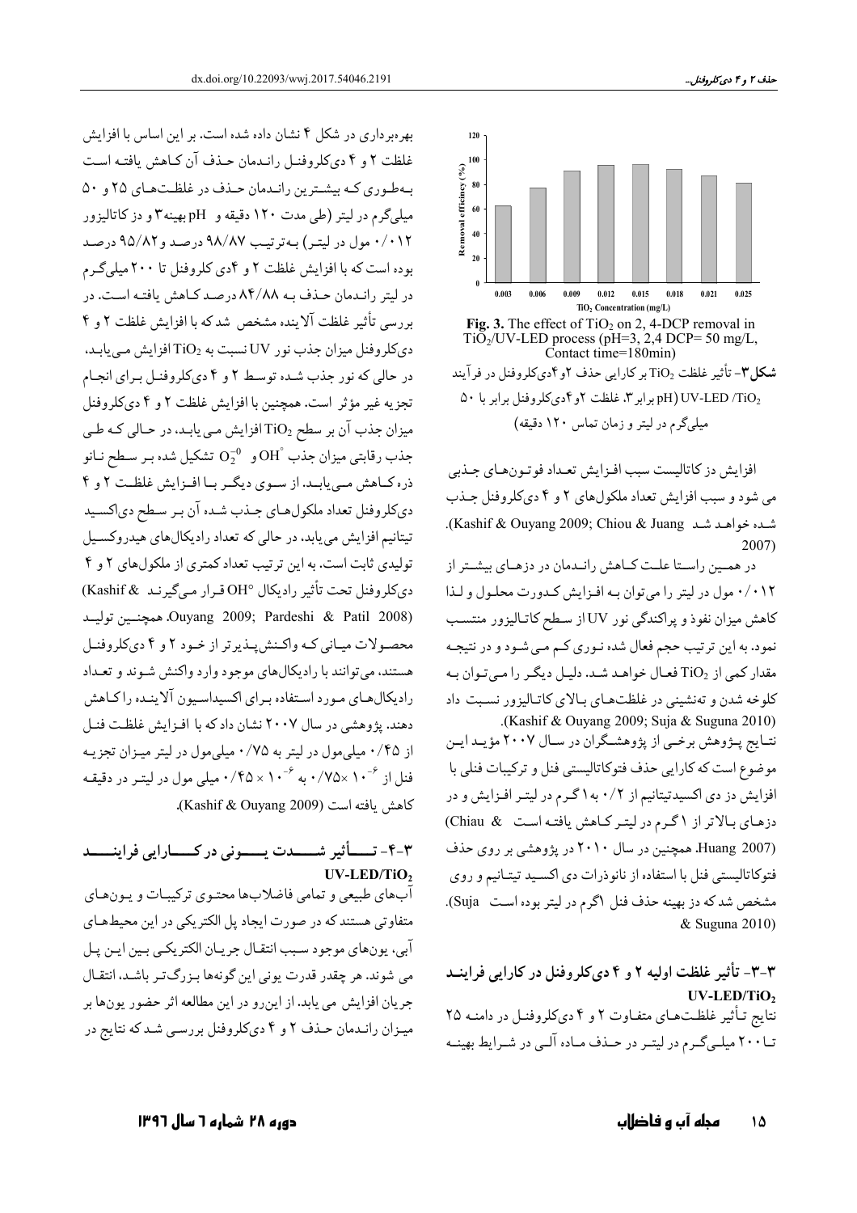120
100
80
60
40
20
0

Removal efficiency (%)

0.003 0.006 0.009 0.012 0.015 0.018 0.021 0.025

$TiO_2$ Concentration (mg/L)

**Fig. 3.** The effect of $TiO_2$ on 2, 4-DCP removal in $TiO_2$/UV-LED process (pH=3, 2,4 DCP= 50 mg/L, Contact time=180min)

**شکل۳**- تأثیر غلظت $TiO_2$ بر کارایی حذف ۲و۴دی‌کلروفنل در فرآیند $TiO_2$/ UV-LED (pH برابر ۳، غلظت ۲و۴دی‌کلروفنل برابر با ۵۰ میلی‌گرم در لیتر و زمان تماس ۱۲۰ دقیقه)

افزایش دز کاتالیست سبب افزایش تعداد فوتون‌های جذبی می شود و سبب افزایش تعداد ملکول‌های ۲ و ۴ دی‌کلروفنل جذب شده خواهد شد (Kashif & Ouyang 2009; Chiou & Juang 2007).

در همین راستا علت کاهش راندمان در دزهای بیشتر از ۰/۰۱۲ مول در لیتر را می‌توان به افزایش کدورت محلول و لذا کاهش میزان نفوذ و پراکندگی نور UV از سطح کاتالیزور منتسب نمود. به این ترتیب حجم فعال شده نوری کم می‌شود و در نتیجه مقدار کمی از $TiO_2$ فعال خواهد شد. دلیل دیگر را می‌توان به کلوخه شدن و تهنشینی در غلظت‌های بالای کاتالیزور نسبت داد (Kashif & Ouyang 2009; Suja & Suguna 2010).

نتایج پژوهش برخی از پژوهشگران در سال ۲۰۰۷ مؤید این موضوع است که کارایی حذف فتوکاتالیستی فنل و ترکیبات فنلی با افزایش دز دی اکسیدتیتانیم از ۰/۲ به ۱ گرم در لیتر افزایش و در دزهای بالاتر از ۱ گرم در لیتر کاهش یافته است (Chiau & Huang 2007). همچنین در سال ۲۰۱۰ در پژوهشی بر روی حذف فتوکاتالیستی فنل با استفاده از نانوذرات دی اکسید تیتانیم و روی مشخص شد که دز بهینه حذف فنل ۱گرم در لیتر بوده است (Suja & Suguna 2010).

## ۳-۳- تأثیر غلظت اولیه ۲ و ۴ دی‌کلروفنل در کارایی فرایند $UV\text{-}LED/TiO_2$

نتایج تأثیر غلظت‌های متفاوت ۲ و ۴ دی‌کلروفنل در دامنه ۲۵ تا ۲۰۰ میلی‌گرم در لیتر در حذف ماده آلی در شرایط بهینه بهره‌برداری در شکل ۴ نشان داده شده است. بر این اساس با افزایش غلظت ۲ و ۴ دی‌کلروفنل راندمان حذف آن کاهش یافته است به‌طوری که بیشترین راندمان حذف در غلظت‌های ۲۵ و ۵۰ میلی‌گرم در لیتر (طی مدت ۱۲۰ دقیقه و pH بهینه۳ و دز کاتالیزور ۰/۰۱۲ مول در لیتر) به‌ترتیب ۹۸/۸۷ درصد و۹۵/۸۲ درصد بوده است که با افزایش غلظت ۲ و ۴دی کلروفنل تا ۲۰۰ میلی‌گرم در لیتر راندمان حذف به ۸۴/۸۸ درصد کاهش یافته است. در بررسی تأثیر غلظت آلاینده مشخص شد که با افزایش غلظت ۲ و ۴ دی‌کلروفنل میزان جذب نور UV نسبت به $TiO_2$ افزایش می‌یابد، در حالی که نور جذب شده توسط ۲ و ۴ دی‌کلروفنل برای انجام تجزیه غیر مؤثر است. همچنین با افزایش غلظت ۲ و ۴ دی‌کلروفنل میزان جذب آن بر سطح $TiO_2$ افزایش می یابد، در حالی که طی جذب رقابتی میزان جذب $OH^{\circ}$ و $O_2^{-0}$ تشکیل شده بر سطح نانو ذره کاهش می‌یابد. از سوی دیگر با افزایش غلظت ۲ و ۴ دی‌کلروفنل تعداد ملکول‌های جذب شده آن بر سطح دی‌اکسید تیتانیم افزایش می‌یابد، در حالی که تعداد رادیکال‌های هیدروکسیل تولیدی ثابت است. به این ترتیب تعداد کمتری از ملکول‌های ۲ و ۴ دی‌کلروفنل تحت تأثیر رادیکال $OH^{\circ}$ قرار می‌گیرند (Kashif & Ouyang 2009; Pardeshi & Patil 2008). همچنین تولید محصولات میانی که واکنش‌پذیرتر از خود ۲ و ۴ دی‌کلروفنل هستند، می‌توانند با رادیکال‌های موجود وارد واکنش شوند و تعداد رادیکال‌های مورد استفاده برای اکسیداسیون آلاینده را کاهش دهند. پژوهشی در سال ۲۰۰۷ نشان داد که با افزایش غلظت فنل از ۰/۴۵ میلی‌مول در لیتر به ۰/۷۵ میلی‌مول در لیتر میزان تجزیه فنل از $0/75 \times 10^{-6}$ به $0/45 \times 10^{-6}$ میلی مول در لیتر در دقیقه کاهش یافته است (Kashif & Ouyang 2009).

## ۳-۴- تأثیر شدت یونی در کارایی فرایند $UV\text{-}LED/TiO_2$

آب‌های طبیعی و تمامی فاضلاب‌ها محتوی ترکیبات و یون‌های متفاوتی هستند که در صورت ایجاد پل الکتریکی در این محیط‌های آبی، یون‌های موجود سبب انتقال جریان الکتریکی بین این پل می شوند. هر چقدر قدرت یونی این گونه‌ها بزرگ‌تر باشد، انتقال جریان افزایش می یابد. از این‌رو در این مطالعه اثر حضور یون‌ها بر میزان راندمان حذف ۲ و ۴ دی‌کلروفنل بررسی شد که نتایج در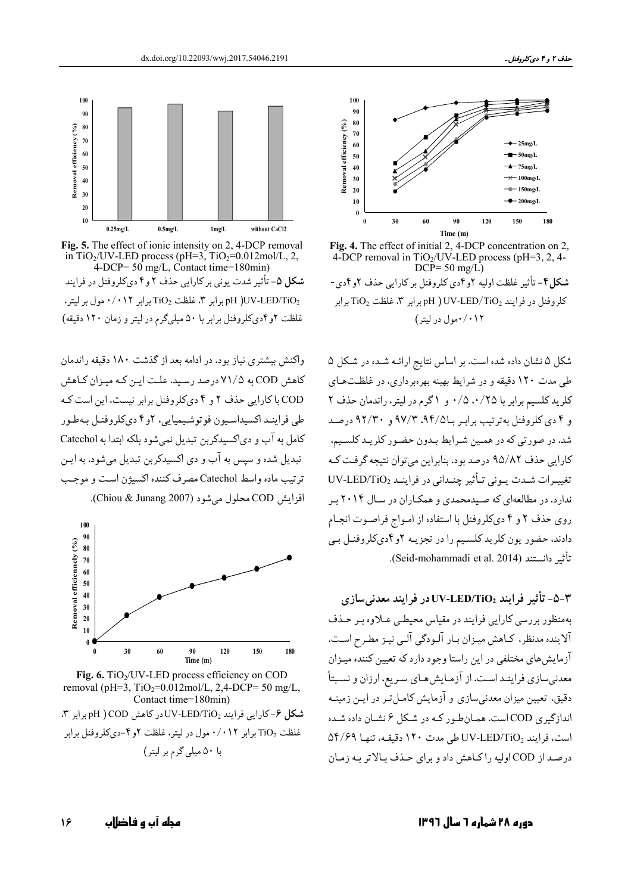100
90
80
70
60
50
40
30
20
10
0
0 30 60 90 120 150 180
Time (m)
Removal efficiency (%)
25mg/L
50mg/L
75mg/L
100mg/L
150mg/L
200mg/L

**Fig. 4.** The effect of initial 2, 4-DCP concentration on 2, 4-DCP removal in $TiO_2$/UV-LED process (pH=3, 2, 4-DCP= 50 mg/L)

**شکل ۴**- تأثیر غلظت اولیه ۲و۴دی کلروفنل بر کارایی حذف ۲و۴دی-کلروفنل در فرایند $UV-LED/TiO_2$ ( pH برابر ۳، غلظت $TiO_2$ برابر ۰/۰۱۲مول در لیتر)

100
90
80
70
60
50
40
30
20
10
0.25mg/L 0.5mg/L 1mg/L without CaCl2
Removal efficiency (%)

**Fig. 5.** The effect of ionic intensity on 2, 4-DCP removal in $TiO_2$/UV-LED process (pH=3, $TiO_2$=0.012mol/L, 2, 4-DCP= 50 mg/L, Contact time=180min)

**شکل ۵**- تأثیر شدت یونی بر کارایی حذف ۲ و۴ دی‌کلروفنل در فرایند $UV-LED/TiO_2$( pH برابر ۳، غلظت $TiO_2$ برابر ۰/۰۱۲ مول بر لیتر، غلظت ۲و۴دی‌کلروفنل برابر با ۵۰ میلی‌گرم در لیتر و زمان ۱۲۰ دقیقه)

شکل ۵ نشان داده شده است. بر اساس نتایج ارائـه شـده در شـکل ۵ طی مدت ۱۲۰ دقیقه و در شرایط بهینه بهره‌برداری، در غلظت‌هـای کلرید کلسیم برابر با ۰/۲۵، ۰/۵ و ۱ گرم در لیتر، راندمان حذف ۲ و ۴ دی کلروفنل به‌ترتیب برابـر بـا۹۴/۵، ۹۷/۳ و ۹۲/۳۰ درصـد شد. در صورتی که در همـین شـرایط بـدون حضـور کلریـد کلسـیم، کارایی حذف ۹۵/۸۲ درصد بود. بنابراین می‌توان نتیجه گرفت کـه تغییـرات شـدت یـونی تـأثیر چنـدانی در فراینـد $UV-LED/TiO_2$ ندارد. در مطالعه‌ای که صیـدمحمدی و همکـاران در سـال ۲۰۱۴ بـر روی حذف ۲ و ۴ دی‌کلروفنل با استفاده از امـواج فراصـوت انجـام دادند، حضور یون کلرید کلسـیم را در تجزیـه ۲و۴دی‌کلروفنـل بـی تأثیر دانستند (Seid-mohammadi et al. 2014).

## ۳-۵- تأثیر فرایند $UV-LED/TiO_2$ در فرایند معدنی‌سازی

به‌منظور بررسی کارایی فرایند در مقیاس محیطـی عـلاوه بـر حـذف آلاینده مدنظر، کـاهش میـزان بـار آلـودگی آلـی نیـز مطـرح اسـت. آزمایش‌های مختلفی در این راستا وجود دارد که تعیین کننده میـزان معدنی‌سازی فراینـد اسـت. از آزمـایش‌هـای سـریع، ارزان و نسـبتاً دقیق، تعیین میزان معدنی‌سازی و آزمایش کامل‌تـر در ایـن زمینـه اندازگیری COD است. همـان‌طـور کـه در شـکل ۶ نشـان داده شـده است، فرایند $UV-LED/TiO_2$ طی مدت ۱۲۰ دقیقـه، تنهـا ۵۴/۶۹ درصـد از COD اولیه را کـاهش داد و برای حـذف بـالاتر بـه زمـان واکنش بیشتری نیاز بود. در ادامه بعد از گذشت ۱۸۰ دقیقه رانـدمان کاهش COD به ۷۱/۵ درصد رسـید. علـت ایـن کـه میـزان کـاهش COD با کارایی حذف ۲ و ۴ دی‌کلروفنل برابر نیست، این است کـه طی فراینـد اکسیداسـیون فوتوشـیمیایی، ۲و۴ دی‌کلروفنـل بـه‌طـور کامل به آب و دی‌اکسیدکربن تبدیل نمی‌شود بلکه ابتدا به Catechol تبدیل شده و سپس به آب و دی اکسیدکربن تبدیل می‌شود. به ایـن ترتیب ماده واسط Catechol مصرف کننده اکسیژن اسـت و موجـب افزایش COD محلول می‌شود (Chiou & Junang 2007).

100
90
80
70
60
50
40
30
20
10
0
0 30 60 90 120 150 180
Time (m)
Removal efficiennciy (%)

**Fig. 6.** $TiO_2$/UV-LED process efficiency on COD removal (pH=3, $TiO_2$=0.012mol/L, 2,4-DCP= 50 mg/L, Contact time=180min)

**شکل ۶**- کارایی فرایند $UV-LED/TiO_2$ در کاهش COD ( pH برابر ۳، غلظت $TiO_2$ برابر ۰/۰۱۲ مول در لیتر، غلظت ۲و۴-دی‌کلروفنل برابر با ۵۰ میلی‌گرم بر لیتر)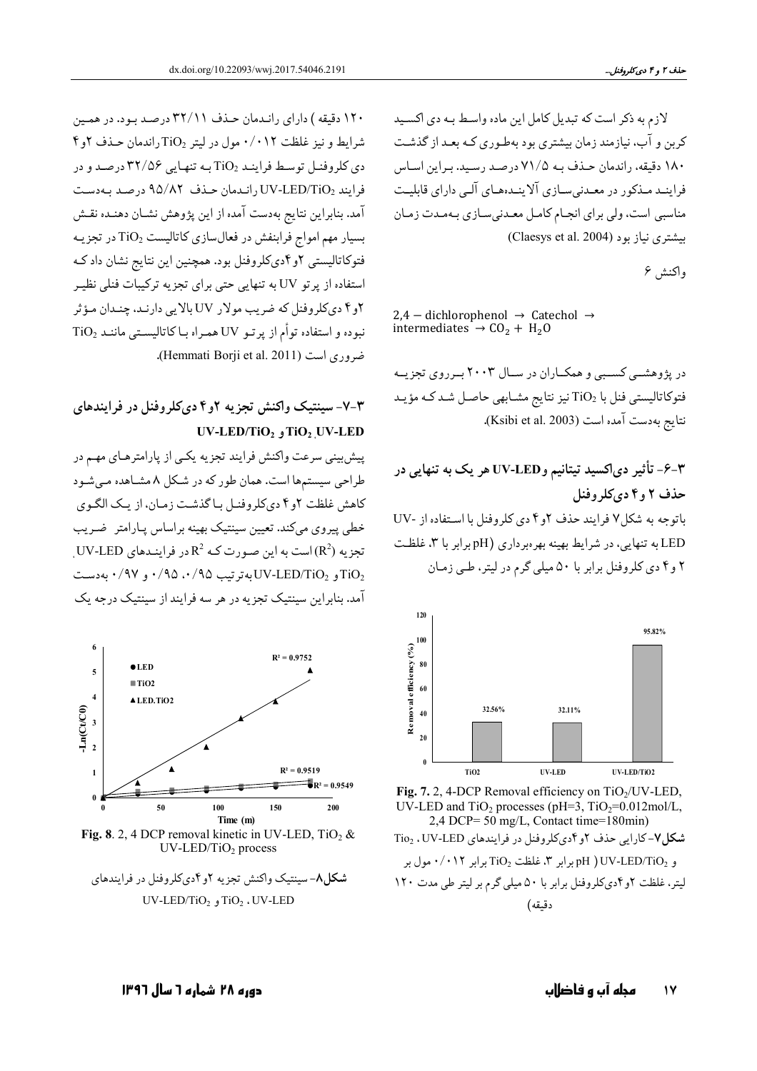لازم به ذکر است که تبدیل کامل این ماده واسط به دی اکسید کربن و آب، نیازمند زمان بیشتری بود به‌طوری که بعد از گذشت ۱۸۰ دقیقه، راندمان حذف به ۷۱/۵ درصد رسید. براین اساس فرایند مذکور در معدنی‌سازی آلاینده‌های آلی دارای قابلیت مناسبی است، ولی برای انجام کامل معدنی‌سازی به‌مدت زمان بیشتری نیاز بود (Claesys et al. 2004)

واکنش ۶

$$2,4-\text{dichlorophenol} \rightarrow \text{Catechol} \rightarrow \text{intermediates} \rightarrow CO_2 + H_2O$$

در پژوهشی کسبی و همکاران در سال ۲۰۰۳ برروی تجزیه فتوکاتالیستی فنل با $TiO_2$ نیز نتایج مشابهی حاصل شد که مؤید نتایج به‌دست آمده است (Ksibi et al. 2003).

### ۳-۶- تأثیر دی‌اکسید تیتانیم و UV-LED هر یک به تنهایی در حذف ۲ و ۴ دی‌کلروفنل

باتوجه به شکل ۷ فرایند حذف ۲و۴ دی کلروفنل با استفاده از UV-LED به تنهایی، در شرایط بهینه بهره‌برداری (pH برابر با ۳، غلظت ۲ و ۴ دی کلروفنل برابر با ۵۰ میلی گرم در لیتر، طی زمان

120
100
80
60
40
20
0
Removal efficiency (%)
32.56%
32.11%
95.82%
TiO2
UV-LED
UV-LED/TiO2

**Fig. 7.** 2, 4-DCP Removal efficiency on $TiO_2$/UV-LED, UV-LED and $TiO_2$ processes (pH=3, $TiO_2$=0.012mol/L, 2,4 DCP= 50 mg/L, Contact time=180min)

**شکل۷**- کارایی حذف ۲و۴دی‌کلروفنل در فرایندهای $TiO_2$ ، UV-LED و $UV\text{-}LED/TiO_2$ ( pH برابر ۳، غلظت $TiO_2$ برابر ۰/۰۱۲ مول بر لیتر، غلظت ۲و۴دی‌کلروفنل برابر با ۵۰ میلی گرم بر لیتر طی مدت ۱۲۰ دقیقه)

۱۲۰ دقیقه ) دارای راندمان حذف ۳۲/۱۱ درصد بود. در همین شرایط و نیز غلظت ۰/۰۱۲ مول در لیتر $TiO_2$ راندمان حذف ۲و۴ دی کلروفنل توسط فرایند $TiO_2$ به تنهایی ۳۲/۵۶ درصد و در فرایند $UV\text{-}LED/TiO_2$ راندمان حذف ۹۵/۸۲ درصد به‌دست آمد. بنابراین نتایج به‌دست آمده از این پژوهش نشان دهنده نقش بسیار مهم امواج فرابنفش در فعال‌سازی کاتالیست $TiO_2$ در تجزیه فتوکاتالیستی ۲و۴دی‌کلروفنل بود. همچنین این نتایج نشان داد که استفاده از پرتو UV به تنهایی حتی برای تجزیه ترکیبات فنلی نظیر ۲و۴ دی‌کلروفنل که ضریب مولار UV بالایی دارند، چندان مؤثر نبوده و استفاده توأم از پرتو UV همراه با کاتالیستی مانند $TiO_2$ ضروری است (Hemmati Borji et al. 2011).

### ۳-۷- سینتیک واکنش تجزیه ۲و۴ دی‌کلروفنل در فرایندهای UV-LED، $TiO_2$ و $UV\text{-}LED/TiO_2$

پیش‌بینی سرعت واکنش فرایند تجزیه یکی از پارامترهای مهم در طراحی سیستم‌ها است. همان طور که در شکل ۸ مشاهده می‌شود کاهش غلظت ۲و۴ دی‌کلروفنل با گذشت زمان، از یک الگوی خطی پیروی می‌کند. تعیین سینتیک بهینه براساس پارامتر ضریب تجزیه ($R^2$) است به این صورت که $R^2$ در فرایندهای UV-LED، $TiO_2$ و $UV\text{-}LED/TiO_2$ به‌ترتیب ۰/۹۵، ۰/۹۵ و ۰/۹۷ به‌دست آمد. بنابراین سینتیک تجزیه در هر سه فرایند از سینتیک درجه یک

6
5
4
3
2
1
0
-Ln(Ct/C0)
0
50
100
150
200
Time (m)
●LED
■TiO2
▲LED.TiO2
R² = 0.9752
R² = 0.9519
R² = 0.9549

**Fig. 8**. 2, 4 DCP removal kinetic in UV-LED, $TiO_2$ & $UV\text{-}LED/TiO_2$ process

**شکل۸**- سینتیک واکنش تجزیه ۲و۴دی‌کلروفنل در فرایندهای UV-LED ، $TiO_2$ و $UV\text{-}LED/TiO_2$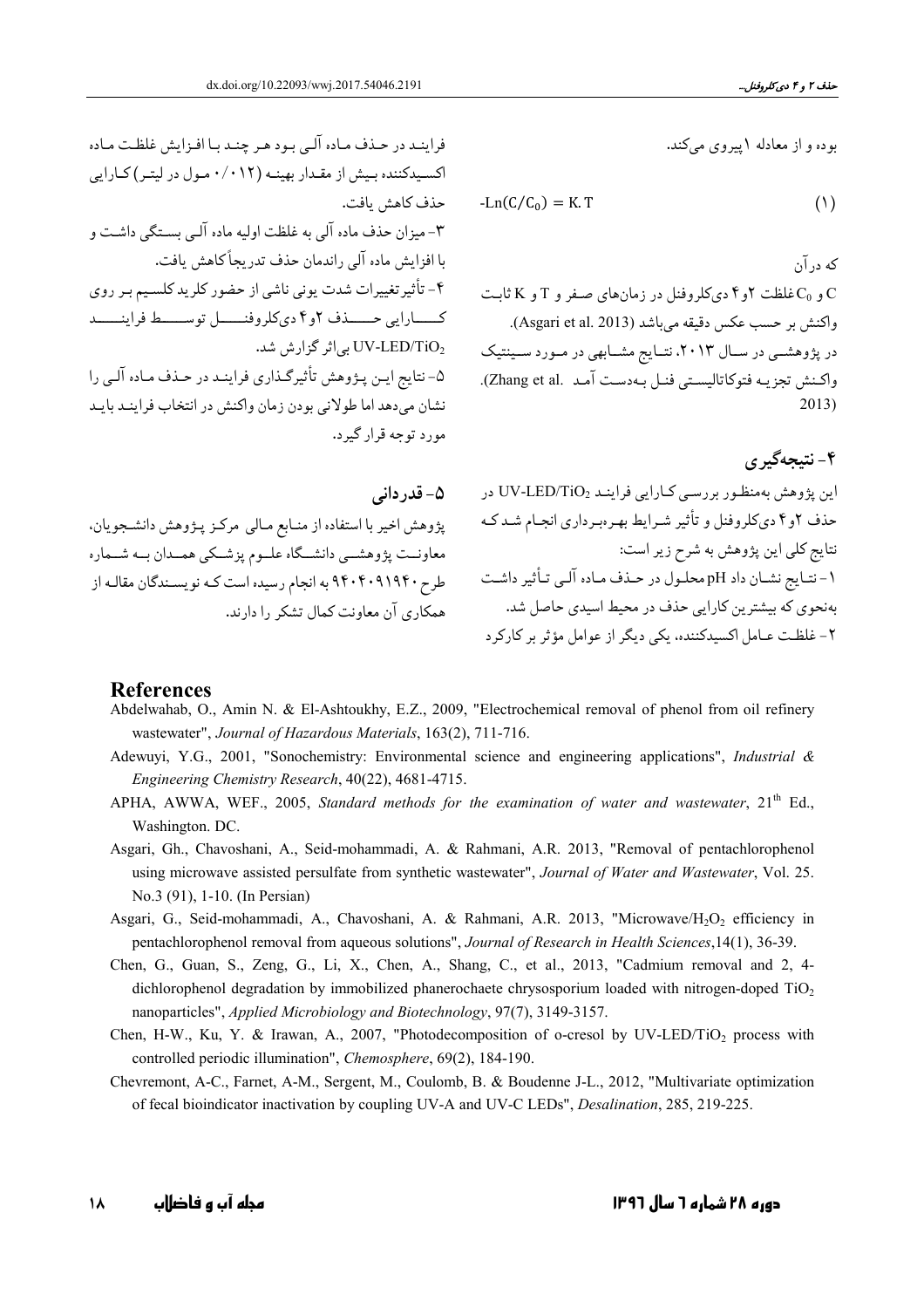بوده و از معادله ۱ پیروی می‌کند.

$$-\mathrm{Ln}(C/C_0) = K.T \qquad (1)$$

که در آن

C و $C_0$ غلظت ۲و۴ دی‌کلروفنل در زمان‌های صفر و T و K ثابت واکنش بر حسب عکس دقیقه می‌باشد (Asgari et al. 2013).
در پژوهشی در سال ۲۰۱۳، نتایج مشابهی در مورد سینتیک واکنش تجزیه فتوکاتالیستی فنل به‌دست آمد (Zhang et al. 2013).

## ۴- نتیجه‌گیری

این پژوهش به‌منظور بررسی کارایی فرایند $UV\text{-}LED/TiO_2$ در حذف ۲و۴ دی‌کلروفنل و تأثیر شرایط بهره‌برداری انجام شد که نتایج کلی این پژوهش به شرح زیر است:

۱- نتایج نشان داد pH محلول در حذف ماده آلی تأثیر داشت به‌نحوی که بیشترین کارایی حذف در محیط اسیدی حاصل شد.

۲- غلظت عامل اکسیدکننده، یکی دیگر از عوامل مؤثر بر کارکرد فرایند در حذف ماده آلی بود هر چند با افزایش غلظت ماده اکسیدکننده بیش از مقدار بهینه (۰/۰۱۲ مول در لیتر) کارایی حذف کاهش یافت.

۳- میزان حذف ماده آلی به غلظت اولیه ماده آلی بستگی داشت و با افزایش ماده آلی راندمان حذف تدریجاً کاهش یافت.

۴- تأثیرتغییرات شدت یونی ناشی از حضور کلرید کلسیم بر روی کارایی حذف ۲و۴ دی‌کلروفنل توسط فرایند $UV\text{-}LED/TiO_2$ بی‌اثر گزارش شد.

۵- نتایج این پژوهش تأثیرگذاری فرایند در حذف ماده آلی را نشان می‌دهد اما طولانی بودن زمان واکنش در انتخاب فرایند باید مورد توجه قرار گیرد.

## ۵- قدردانی

پژوهش اخیر با استفاده از منابع مالی مرکز پژوهش دانشجویان، معاونت پژوهشی دانشگاه علوم پزشکی همدان به شماره طرح ۹۴۰۴۰۹۱۹۴۰ به انجام رسیده است که نویسندگان مقاله از همکاری آن معاونت کمال تشکر را دارند.

## References

Abdelwahab, O., Amin N. & El-Ashtoukhy, E.Z., 2009, "Electrochemical removal of phenol from oil refinery wastewater", *Journal of Hazardous Materials*, 163(2), 711-716.

Adewuyi, Y.G., 2001, "Sonochemistry: Environmental science and engineering applications", *Industrial & Engineering Chemistry Research*, 40(22), 4681-4715.

APHA, AWWA, WEF., 2005, *Standard methods for the examination of water and wastewater*, 21th Ed., Washington. DC.

Asgari, Gh., Chavoshani, A., Seid-mohammadi, A. & Rahmani, A.R. 2013, "Removal of pentachlorophenol using microwave assisted persulfate from synthetic wastewater", *Journal of Water and Wastewater*, Vol. 25. No.3 (91), 1-10. (In Persian)

Asgari, G., Seid-mohammadi, A., Chavoshani, A. & Rahmani, A.R. 2013, "Microwave/$H_2O_2$ efficiency in pentachlorophenol removal from aqueous solutions", *Journal of Research in Health Sciences*,14(1), 36-39.

Chen, G., Guan, S., Zeng, G., Li, X., Chen, A., Shang, C., et al., 2013, "Cadmium removal and 2, 4-dichlorophenol degradation by immobilized phanerochaete chrysosporium loaded with nitrogen-doped $TiO_2$ nanoparticles", *Applied Microbiology and Biotechnology*, 97(7), 3149-3157.

Chen, H-W., Ku, Y. & Irawan, A., 2007, "Photodecomposition of o-cresol by $UV\text{-}LED/TiO_2$ process with controlled periodic illumination", *Chemosphere*, 69(2), 184-190.

Chevremont, A-C., Farnet, A-M., Sergent, M., Coulomb, B. & Boudenne J-L., 2012, "Multivariate optimization of fecal bioindicator inactivation by coupling UV-A and UV-C LEDs", *Desalination*, 285, 219-225.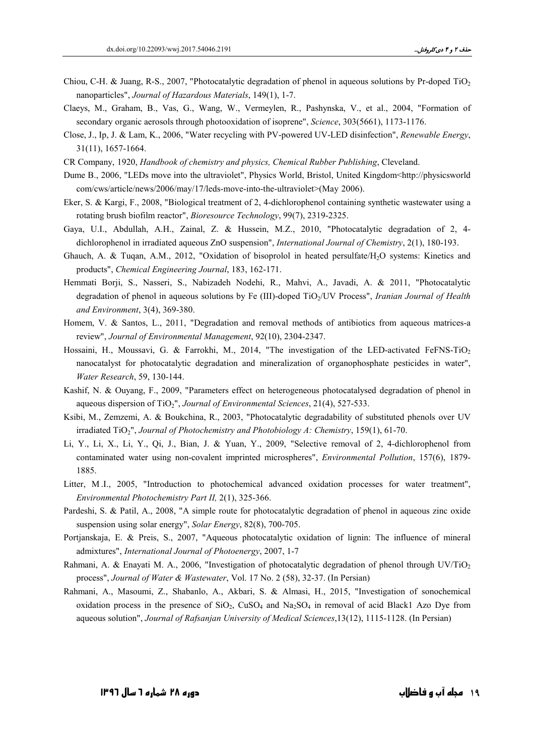Chiou, C-H. & Juang, R-S., 2007, "Photocatalytic degradation of phenol in aqueous solutions by Pr-doped $TiO_2$ nanoparticles", *Journal of Hazardous Materials*, 149(1), 1-7.

Claeys, M., Graham, B., Vas, G., Wang, W., Vermeylen, R., Pashynska, V., et al., 2004, "Formation of secondary organic aerosols through photooxidation of isoprene", *Science*, 303(5661), 1173-1176.

Close, J., Ip, J. & Lam, K., 2006, "Water recycling with PV-powered UV-LED disinfection", *Renewable Energy*, 31(11), 1657-1664.

CR Company, 1920, *Handbook of chemistry and physics, Chemical Rubber Publishing*, Cleveland.

Dume B., 2006, "LEDs move into the ultraviolet", Physics World, Bristol, United Kingdom<http://physicsworld com/cws/article/news/2006/may/17/leds-move-into-the-ultraviolet>(May 2006).

Eker, S. & Kargi, F., 2008, "Biological treatment of 2, 4-dichlorophenol containing synthetic wastewater using a rotating brush biofilm reactor", *Bioresource Technology*, 99(7), 2319-2325.

Gaya, U.I., Abdullah, A.H., Zainal, Z. & Hussein, M.Z., 2010, "Photocatalytic degradation of 2, 4-dichlorophenol in irradiated aqueous ZnO suspension", *International Journal of Chemistry*, 2(1), 180-193.

Ghauch, A. & Tuqan, A.M., 2012, "Oxidation of bisoprolol in heated persulfate/$H_2O$ systems: Kinetics and products", *Chemical Engineering Journal*, 183, 162-171.

Hemmati Borji, S., Nasseri, S., Nabizadeh Nodehi, R., Mahvi, A., Javadi, A. & 2011, "Photocatalytic degradation of phenol in aqueous solutions by Fe (III)-doped $TiO_2$/UV Process", *Iranian Journal of Health and Environment*, 3(4), 369-380.

Homem, V. & Santos, L., 2011, "Degradation and removal methods of antibiotics from aqueous matrices-a review", *Journal of Environmental Management*, 92(10), 2304-2347.

Hossaini, H., Moussavi, G. & Farrokhi, M., 2014, "The investigation of the LED-activated FeFNS-$TiO_2$ nanocatalyst for photocatalytic degradation and mineralization of organophosphate pesticides in water", *Water Research*, 59, 130-144.

Kashif, N. & Ouyang, F., 2009, "Parameters effect on heterogeneous photocatalysed degradation of phenol in aqueous dispersion of $TiO_2$", *Journal of Environmental Sciences*, 21(4), 527-533.

Ksibi, M., Zemzemi, A. & Boukchina, R., 2003, "Photocatalytic degradability of substituted phenols over UV irradiated $TiO_2$", *Journal of Photochemistry and Photobiology A: Chemistry*, 159(1), 61-70.

Li, Y., Li, X., Li, Y., Qi, J., Bian, J. & Yuan, Y., 2009, "Selective removal of 2, 4-dichlorophenol from contaminated water using non-covalent imprinted microspheres", *Environmental Pollution*, 157(6), 1879-1885.

Litter, M.I., 2005, "Introduction to photochemical advanced oxidation processes for water treatment", *Environmental Photochemistry Part II,* 2(1), 325-366.

Pardeshi, S. & Patil, A., 2008, "A simple route for photocatalytic degradation of phenol in aqueous zinc oxide suspension using solar energy", *Solar Energy*, 82(8), 700-705.

Portjanskaja, E. & Preis, S., 2007, "Aqueous photocatalytic oxidation of lignin: The influence of mineral admixtures", *International Journal of Photoenergy*, 2007, 1-7

Rahmani, A. & Enayati M. A., 2006, "Investigation of photocatalytic degradation of phenol through UV/$TiO_2$ process", *Journal of Water & Wastewater*, Vol. 17 No. 2 (58), 32-37. (In Persian)

Rahmani, A., Masoumi, Z., Shabanlo, A., Akbari, S. & Almasi, H., 2015, "Investigation of sonochemical oxidation process in the presence of $SiO_2$, $CuSO_4$ and $Na_2SO_4$ in removal of acid Black1 Azo Dye from aqueous solution", *Journal of Rafsanjan University of Medical Sciences*,13(12), 1115-1128. (In Persian)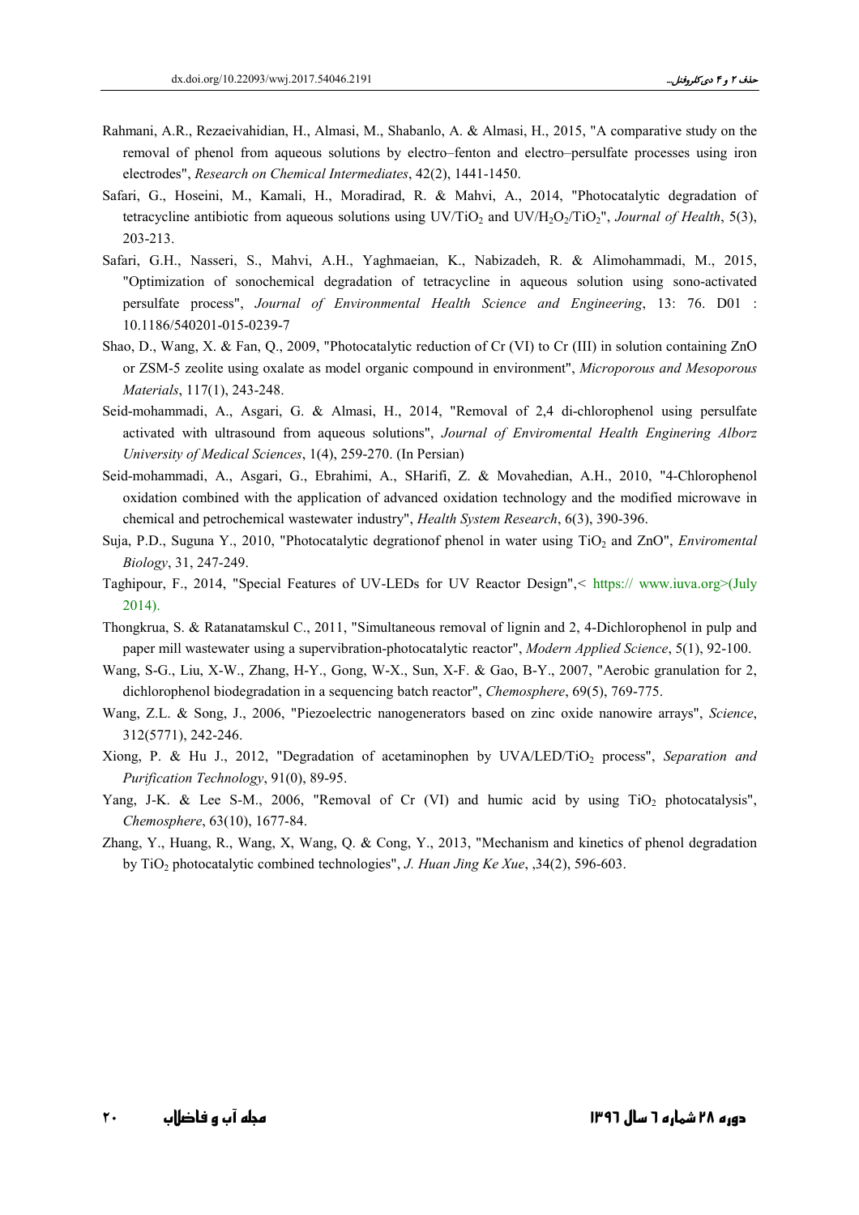Rahmani, A.R., Rezaeivahidian, H., Almasi, M., Shabanlo, A. & Almasi, H., 2015, "A comparative study on the removal of phenol from aqueous solutions by electro–fenton and electro–persulfate processes using iron electrodes", *Research on Chemical Intermediates*, 42(2), 1441-1450.

Safari, G., Hoseini, M., Kamali, H., Moradirad, R. & Mahvi, A., 2014, "Photocatalytic degradation of tetracycline antibiotic from aqueous solutions using UV/$TiO_2$ and UV/$H_2O_2$/$TiO_2$", *Journal of Health*, 5(3), 203-213.

Safari, G.H., Nasseri, S., Mahvi, A.H., Yaghmaeian, K., Nabizadeh, R. & Alimohammadi, M., 2015, "Optimization of sonochemical degradation of tetracycline in aqueous solution using sono-activated persulfate process", *Journal of Environmental Health Science and Engineering*, 13: 76. D01 : 10.1186/540201-015-0239-7

Shao, D., Wang, X. & Fan, Q., 2009, "Photocatalytic reduction of Cr (VI) to Cr (III) in solution containing ZnO or ZSM-5 zeolite using oxalate as model organic compound in environment", *Microporous and Mesoporous Materials*, 117(1), 243-248.

Seid-mohammadi, A., Asgari, G. & Almasi, H., 2014, "Removal of 2,4 di-chlorophenol using persulfate activated with ultrasound from aqueous solutions", *Journal of Enviromental Health Enginering Alborz University of Medical Sciences*, 1(4), 259-270. (In Persian)

Seid-mohammadi, A., Asgari, G., Ebrahimi, A., SHarifi, Z. & Movahedian, A.H., 2010, "4-Chlorophenol oxidation combined with the application of advanced oxidation technology and the modified microwave in chemical and petrochemical wastewater industry", *Health System Research*, 6(3), 390-396.

Suja, P.D., Suguna Y., 2010, "Photocatalytic degrationof phenol in water using $TiO_2$ and ZnO", *Enviromental Biology*, 31, 247-249.

Taghipour, F., 2014, "Special Features of UV-LEDs for UV Reactor Design",< https:// www.iuva.org>(July 2014).

Thongkrua, S. & Ratanatamskul C., 2011, "Simultaneous removal of lignin and 2, 4-Dichlorophenol in pulp and paper mill wastewater using a supervibration-photocatalytic reactor", *Modern Applied Science*, 5(1), 92-100.

Wang, S-G., Liu, X-W., Zhang, H-Y., Gong, W-X., Sun, X-F. & Gao, B-Y., 2007, "Aerobic granulation for 2, dichlorophenol biodegradation in a sequencing batch reactor", *Chemosphere*, 69(5), 769-775.

Wang, Z.L. & Song, J., 2006, "Piezoelectric nanogenerators based on zinc oxide nanowire arrays", *Science*, 312(5771), 242-246.

Xiong, P. & Hu J., 2012, "Degradation of acetaminophen by UVA/LED/$TiO_2$ process", *Separation and Purification Technology*, 91(0), 89-95.

Yang, J-K. & Lee S-M., 2006, "Removal of Cr (VI) and humic acid by using $TiO_2$ photocatalysis", *Chemosphere*, 63(10), 1677-84.

Zhang, Y., Huang, R., Wang, X, Wang, Q. & Cong, Y., 2013, "Mechanism and kinetics of phenol degradation by $TiO_2$ photocatalytic combined technologies", *J. Huan Jing Ke Xue*, ,34(2), 596-603.